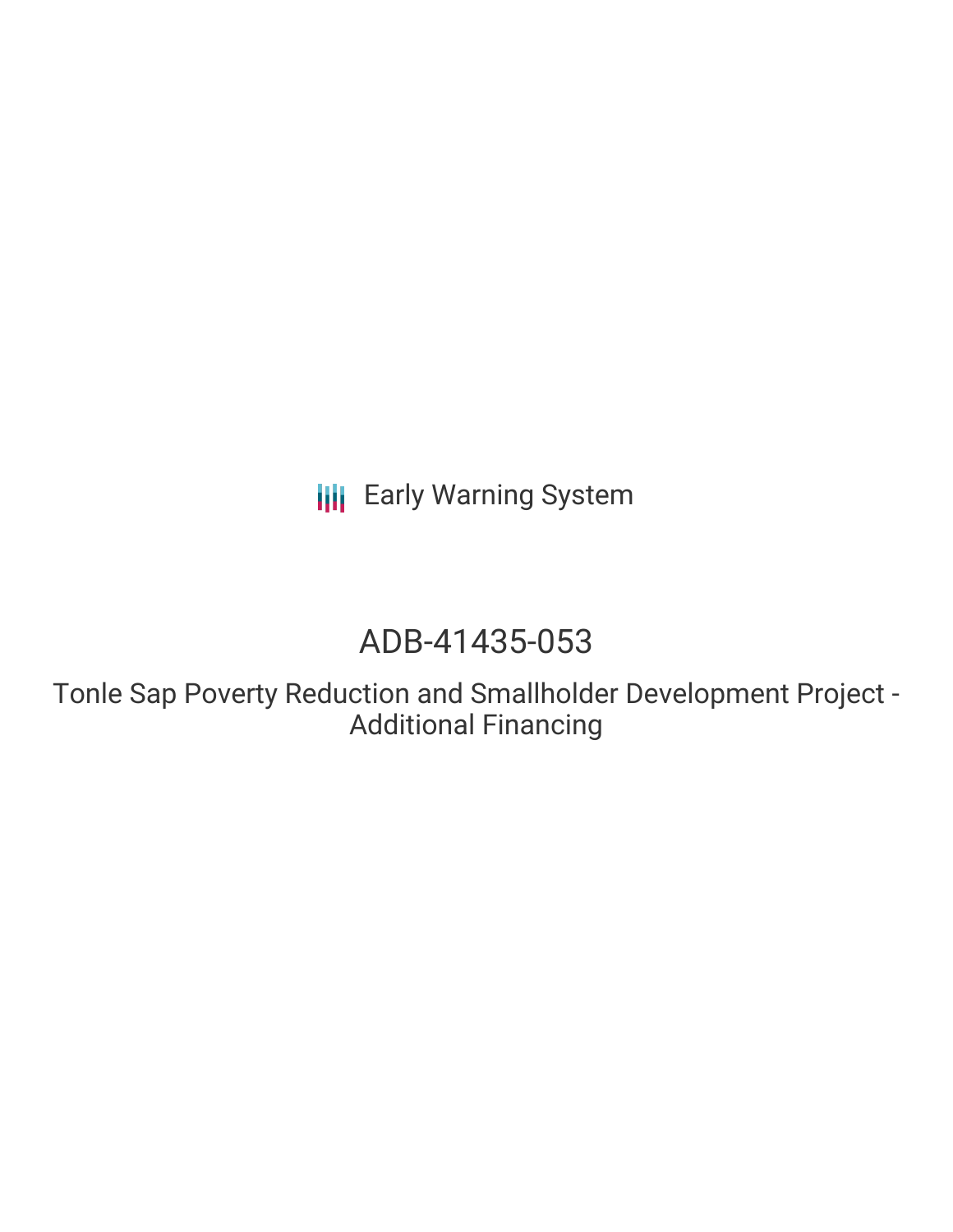Early Warning System

# ADB-41435-053

## Tonle Sap Poverty Reduction and Smallholder Development Project - Additional Financing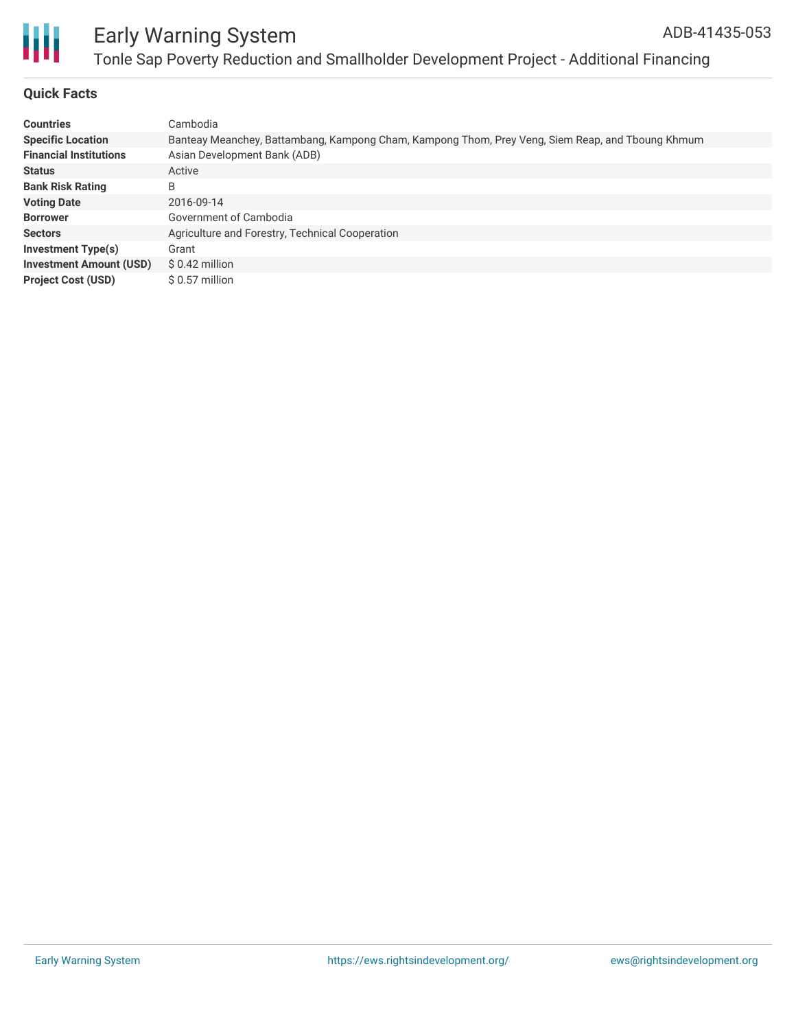# Early Warning System

ADB-41435-053

Tonle Sap Poverty Reduction and Smallholder Development Project - Additional Financing

## Quick Facts

| | |
|---|---|
| **Countries** | Cambodia |
| **Specific Location** | Banteay Meanchey, Battambang, Kampong Cham, Kampong Thom, Prey Veng, Siem Reap, and Tboung Khmum |
| **Financial Institutions** | Asian Development Bank (ADB) |
| **Status** | Active |
| **Bank Risk Rating** | B |
| **Voting Date** | 2016-09-14 |
| **Borrower** | Government of Cambodia |
| **Sectors** | Agriculture and Forestry, Technical Cooperation |
| **Investment Type(s)** | Grant |
| **Investment Amount (USD)** | $ 0.42 million |
| **Project Cost (USD)** | $ 0.57 million |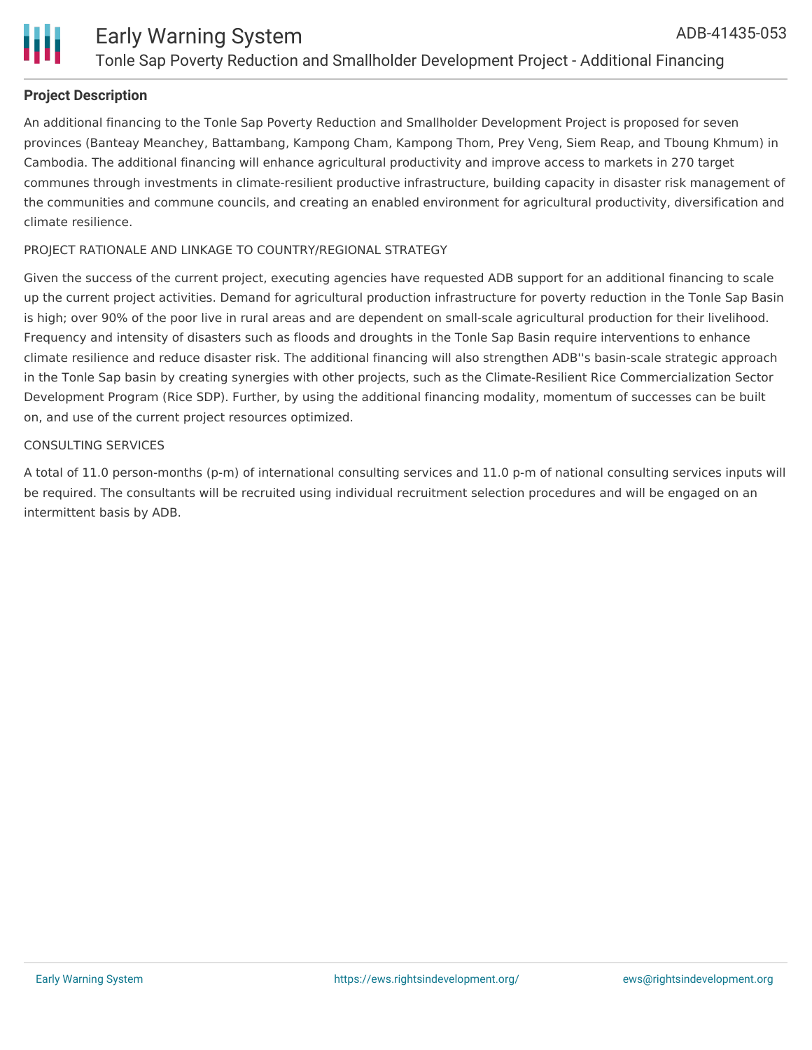## Project Description

An additional financing to the Tonle Sap Poverty Reduction and Smallholder Development Project is proposed for seven provinces (Banteay Meanchey, Battambang, Kampong Cham, Kampong Thom, Prey Veng, Siem Reap, and Tboung Khmum) in Cambodia. The additional financing will enhance agricultural productivity and improve access to markets in 270 target communes through investments in climate-resilient productive infrastructure, building capacity in disaster risk management of the communities and commune councils, and creating an enabled environment for agricultural productivity, diversification and climate resilience.

PROJECT RATIONALE AND LINKAGE TO COUNTRY/REGIONAL STRATEGY

Given the success of the current project, executing agencies have requested ADB support for an additional financing to scale up the current project activities. Demand for agricultural production infrastructure for poverty reduction in the Tonle Sap Basin is high; over 90% of the poor live in rural areas and are dependent on small-scale agricultural production for their livelihood. Frequency and intensity of disasters such as floods and droughts in the Tonle Sap Basin require interventions to enhance climate resilience and reduce disaster risk. The additional financing will also strengthen ADB''s basin-scale strategic approach in the Tonle Sap basin by creating synergies with other projects, such as the Climate-Resilient Rice Commercialization Sector Development Program (Rice SDP). Further, by using the additional financing modality, momentum of successes can be built on, and use of the current project resources optimized.

CONSULTING SERVICES

A total of 11.0 person-months (p-m) of international consulting services and 11.0 p-m of national consulting services inputs will be required. The consultants will be recruited using individual recruitment selection procedures and will be engaged on an intermittent basis by ADB.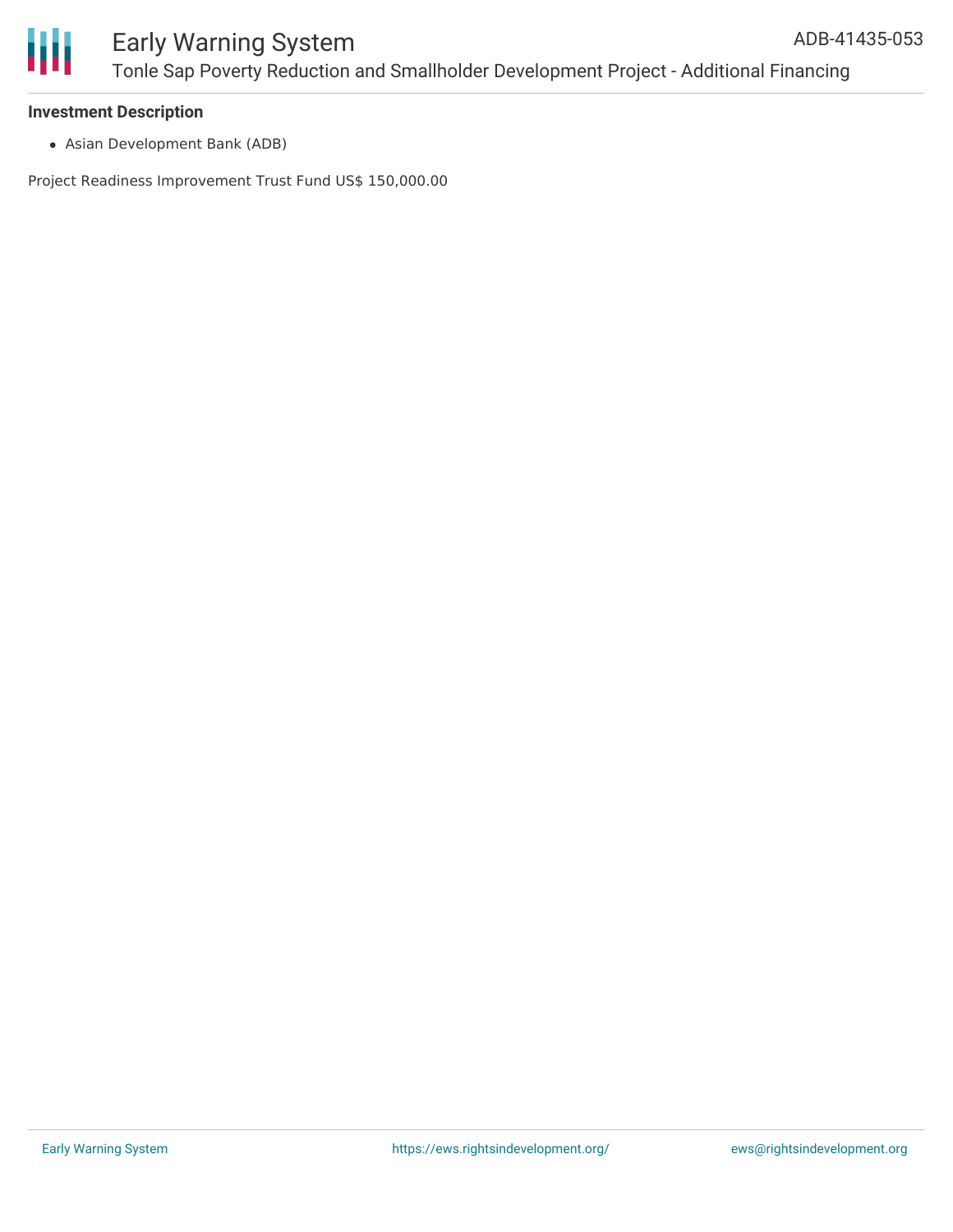**Investment Description**

- Asian Development Bank (ADB)

Project Readiness Improvement Trust Fund US$ 150,000.00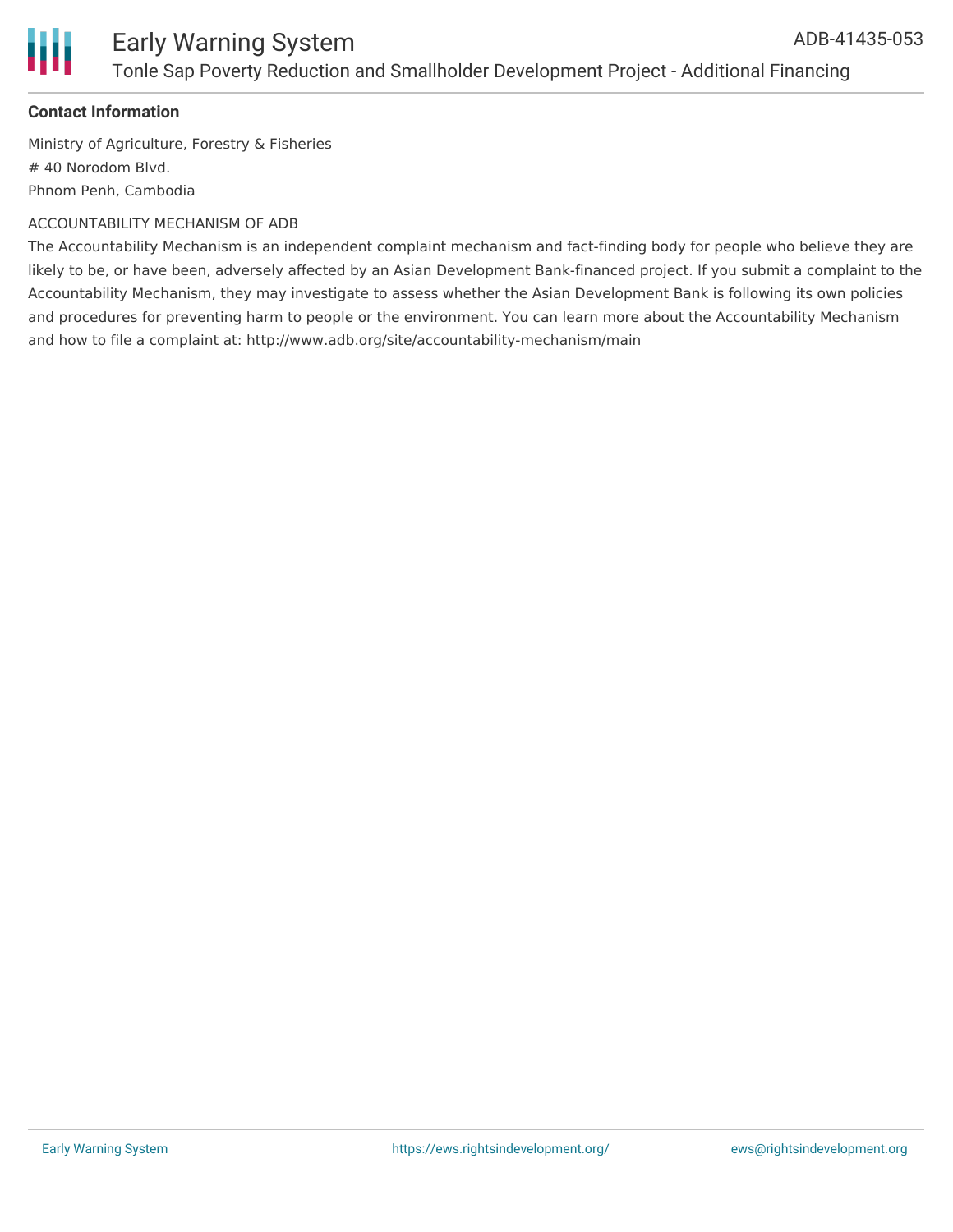**Contact Information**

Ministry of Agriculture, Forestry & Fisheries
# 40 Norodom Blvd.
Phnom Penh, Cambodia

ACCOUNTABILITY MECHANISM OF ADB

The Accountability Mechanism is an independent complaint mechanism and fact-finding body for people who believe they are likely to be, or have been, adversely affected by an Asian Development Bank-financed project. If you submit a complaint to the Accountability Mechanism, they may investigate to assess whether the Asian Development Bank is following its own policies and procedures for preventing harm to people or the environment. You can learn more about the Accountability Mechanism and how to file a complaint at: http://www.adb.org/site/accountability-mechanism/main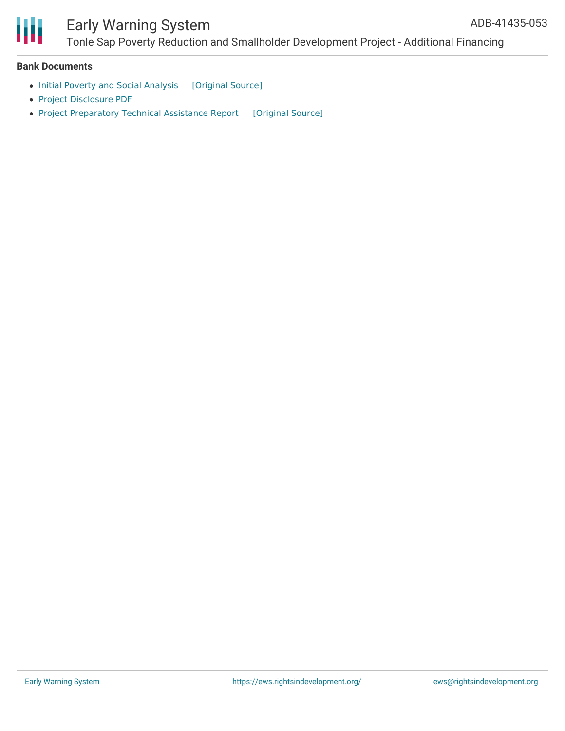## Bank Documents

- Initial Poverty and Social Analysis [Original Source]
- Project Disclosure PDF
- Project Preparatory Technical Assistance Report [Original Source]